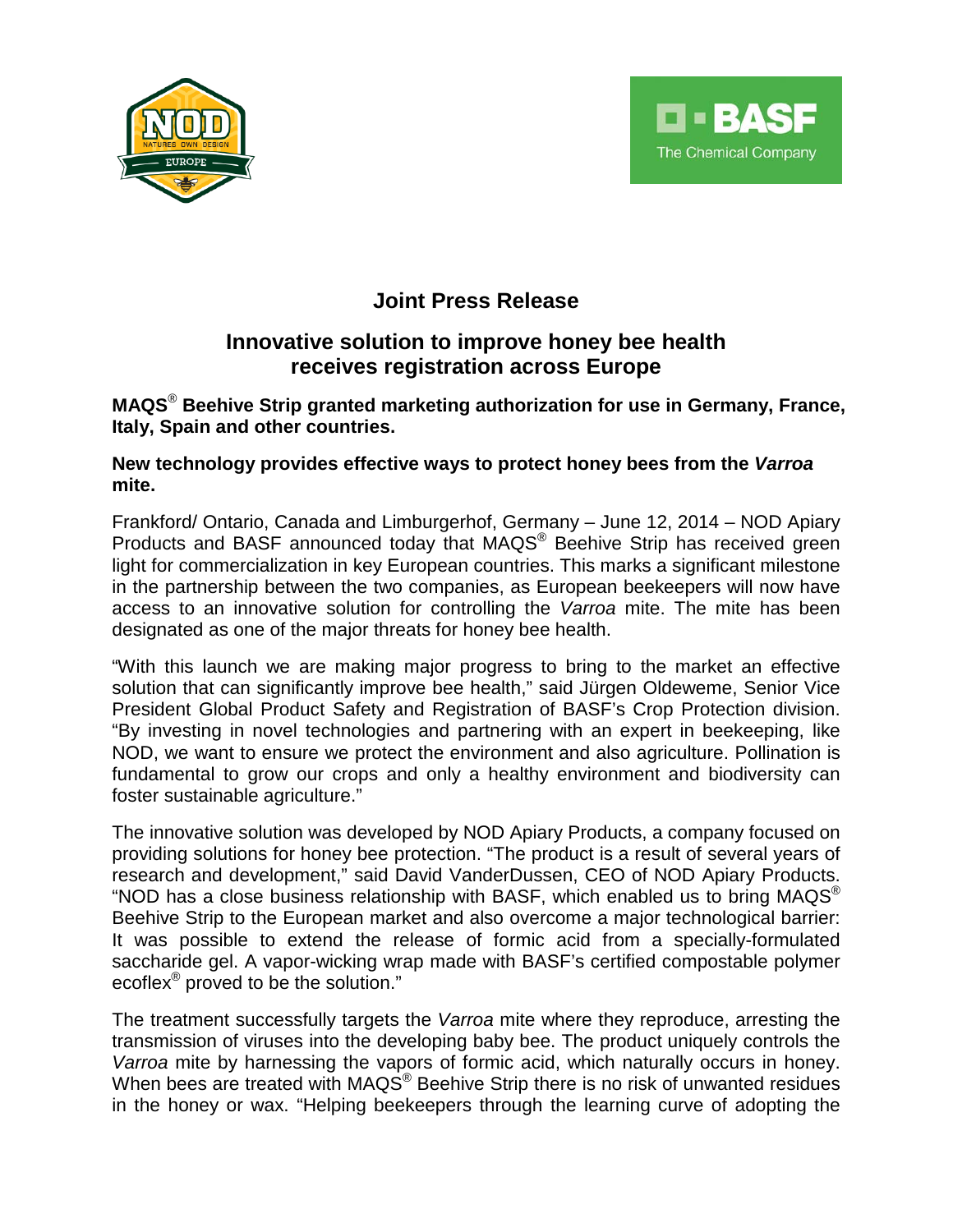# Joint Press Release

## Innovative solution to improve honey bee health receives registration across Europe

**MAQS® Beehive Strip granted marketing authorization for use in Germany, France, Italy, Spain and other countries.**

**New technology provides effective ways to protect honey bees from the *Varroa* mite.**

Frankford/ Ontario, Canada and Limburgerhof, Germany – June 12, 2014 – NOD Apiary Products and BASF announced today that MAQS® Beehive Strip has received green light for commercialization in key European countries. This marks a significant milestone in the partnership between the two companies, as European beekeepers will now have access to an innovative solution for controlling the *Varroa* mite. The mite has been designated as one of the major threats for honey bee health.

"With this launch we are making major progress to bring to the market an effective solution that can significantly improve bee health," said Jürgen Oldeweme, Senior Vice President Global Product Safety and Registration of BASF's Crop Protection division. "By investing in novel technologies and partnering with an expert in beekeeping, like NOD, we want to ensure we protect the environment and also agriculture. Pollination is fundamental to grow our crops and only a healthy environment and biodiversity can foster sustainable agriculture."

The innovative solution was developed by NOD Apiary Products, a company focused on providing solutions for honey bee protection. "The product is a result of several years of research and development," said David VanderDussen, CEO of NOD Apiary Products. "NOD has a close business relationship with BASF, which enabled us to bring MAQS® Beehive Strip to the European market and also overcome a major technological barrier: It was possible to extend the release of formic acid from a specially-formulated saccharide gel. A vapor-wicking wrap made with BASF's certified compostable polymer ecoflex® proved to be the solution."

The treatment successfully targets the *Varroa* mite where they reproduce, arresting the transmission of viruses into the developing baby bee. The product uniquely controls the *Varroa* mite by harnessing the vapors of formic acid, which naturally occurs in honey. When bees are treated with MAQS® Beehive Strip there is no risk of unwanted residues in the honey or wax. "Helping beekeepers through the learning curve of adopting the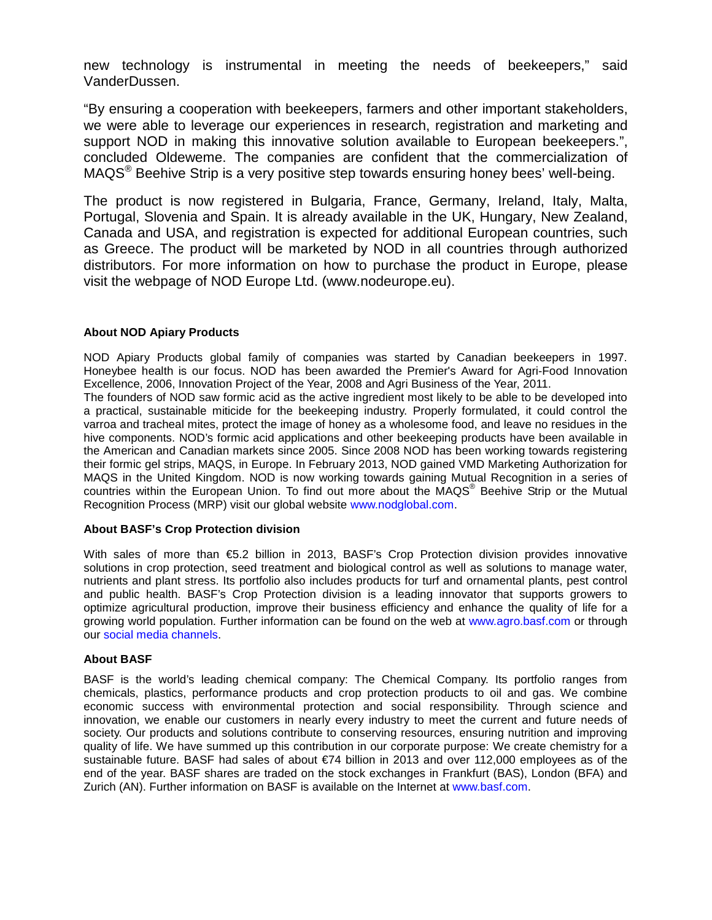new technology is instrumental in meeting the needs of beekeepers," said VanderDussen.

"By ensuring a cooperation with beekeepers, farmers and other important stakeholders, we were able to leverage our experiences in research, registration and marketing and support NOD in making this innovative solution available to European beekeepers.", concluded Oldeweme. The companies are confident that the commercialization of MAQS® Beehive Strip is a very positive step towards ensuring honey bees' well-being.

The product is now registered in Bulgaria, France, Germany, Ireland, Italy, Malta, Portugal, Slovenia and Spain. It is already available in the UK, Hungary, New Zealand, Canada and USA, and registration is expected for additional European countries, such as Greece. The product will be marketed by NOD in all countries through authorized distributors. For more information on how to purchase the product in Europe, please visit the webpage of NOD Europe Ltd. (www.nodeurope.eu).

**About NOD Apiary Products**

NOD Apiary Products global family of companies was started by Canadian beekeepers in 1997. Honeybee health is our focus. NOD has been awarded the Premier's Award for Agri-Food Innovation Excellence, 2006, Innovation Project of the Year, 2008 and Agri Business of the Year, 2011.
The founders of NOD saw formic acid as the active ingredient most likely to be able to be developed into a practical, sustainable miticide for the beekeeping industry. Properly formulated, it could control the varroa and tracheal mites, protect the image of honey as a wholesome food, and leave no residues in the hive components. NOD's formic acid applications and other beekeeping products have been available in the American and Canadian markets since 2005. Since 2008 NOD has been working towards registering their formic gel strips, MAQS, in Europe. In February 2013, NOD gained VMD Marketing Authorization for MAQS in the United Kingdom. NOD is now working towards gaining Mutual Recognition in a series of countries within the European Union. To find out more about the MAQS® Beehive Strip or the Mutual Recognition Process (MRP) visit our global website www.nodglobal.com.

**About BASF's Crop Protection division**

With sales of more than €5.2 billion in 2013, BASF's Crop Protection division provides innovative solutions in crop protection, seed treatment and biological control as well as solutions to manage water, nutrients and plant stress. Its portfolio also includes products for turf and ornamental plants, pest control and public health. BASF's Crop Protection division is a leading innovator that supports growers to optimize agricultural production, improve their business efficiency and enhance the quality of life for a growing world population. Further information can be found on the web at www.agro.basf.com or through our social media channels.

**About BASF**

BASF is the world's leading chemical company: The Chemical Company. Its portfolio ranges from chemicals, plastics, performance products and crop protection products to oil and gas. We combine economic success with environmental protection and social responsibility. Through science and innovation, we enable our customers in nearly every industry to meet the current and future needs of society. Our products and solutions contribute to conserving resources, ensuring nutrition and improving quality of life. We have summed up this contribution in our corporate purpose: We create chemistry for a sustainable future. BASF had sales of about €74 billion in 2013 and over 112,000 employees as of the end of the year. BASF shares are traded on the stock exchanges in Frankfurt (BAS), London (BFA) and Zurich (AN). Further information on BASF is available on the Internet at www.basf.com.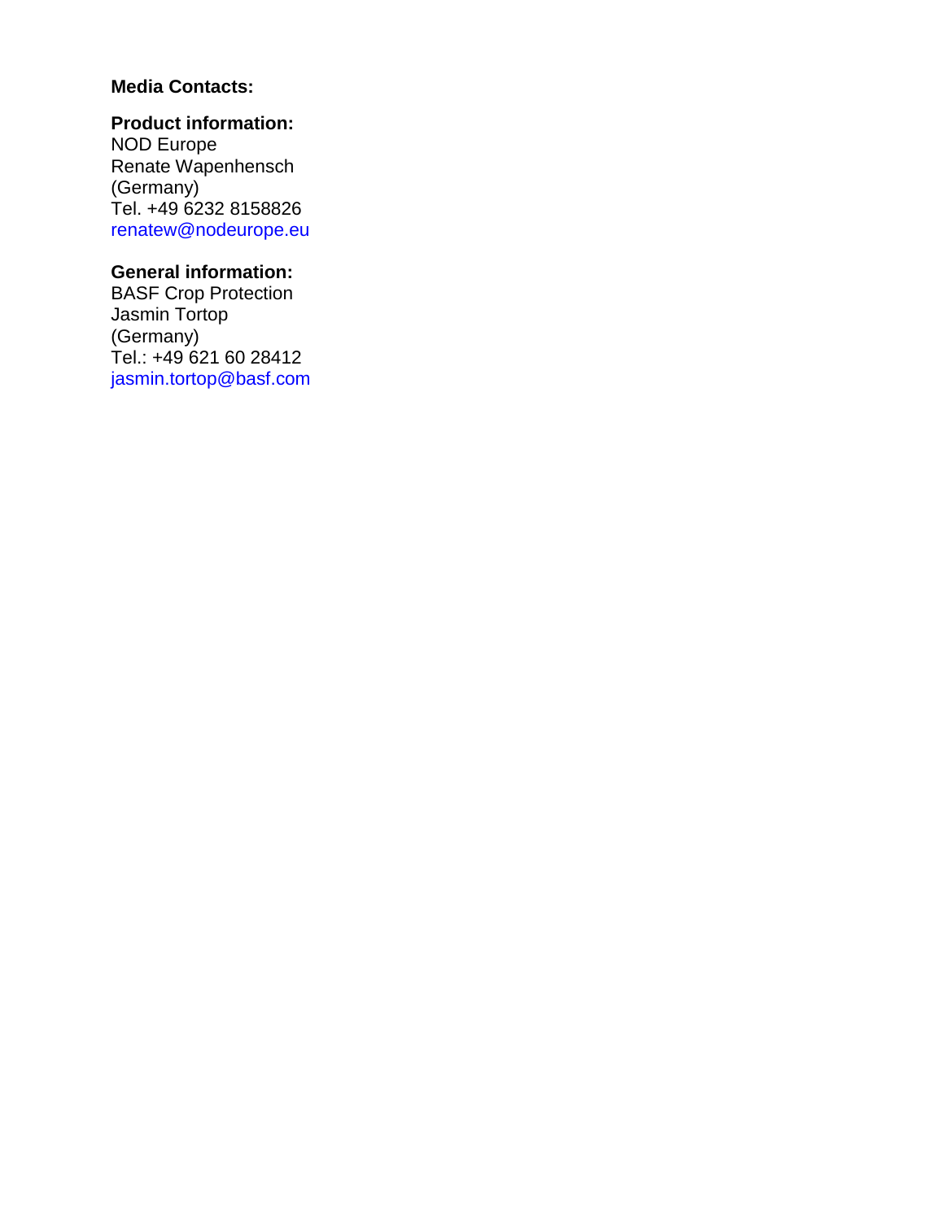**Media Contacts:**

**Product information:**
NOD Europe
Renate Wapenhensch
(Germany)
Tel. +49 6232 8158826
renatew@nodeurope.eu

**General information:**
BASF Crop Protection
Jasmin Tortop
(Germany)
Tel.: +49 621 60 28412
jasmin.tortop@basf.com